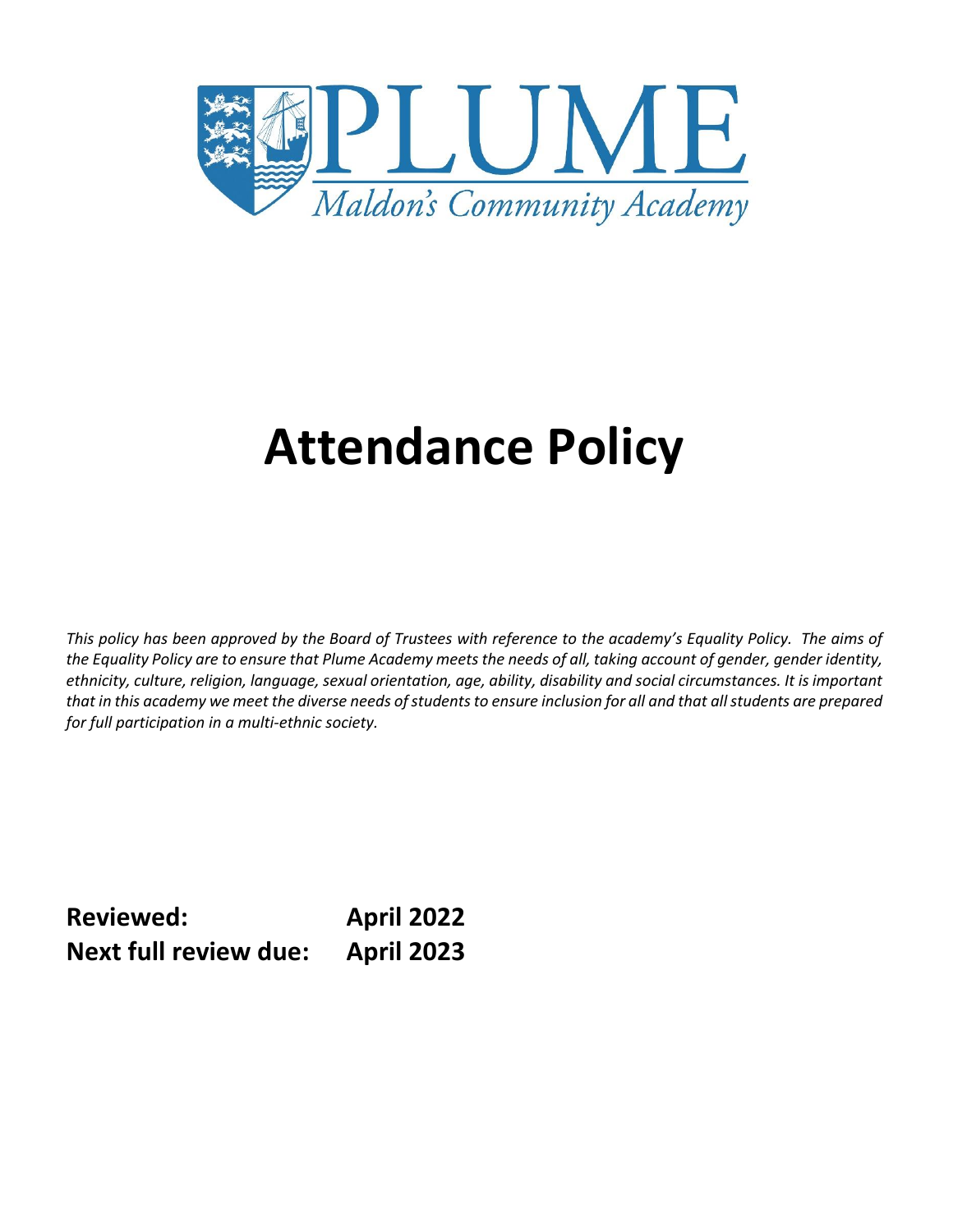# PLUME

*Maldon's Community Academy*

# Attendance Policy

*This policy has been approved by the Board of Trustees with reference to the academy's Equality Policy. The aims of the Equality Policy are to ensure that Plume Academy meets the needs of all, taking account of gender, gender identity, ethnicity, culture, religion, language, sexual orientation, age, ability, disability and social circumstances. It is important that in this academy we meet the diverse needs of students to ensure inclusion for all and that all students are prepared for full participation in a multi-ethnic society.*

**Reviewed: April 2022**

**Next full review due: April 2023**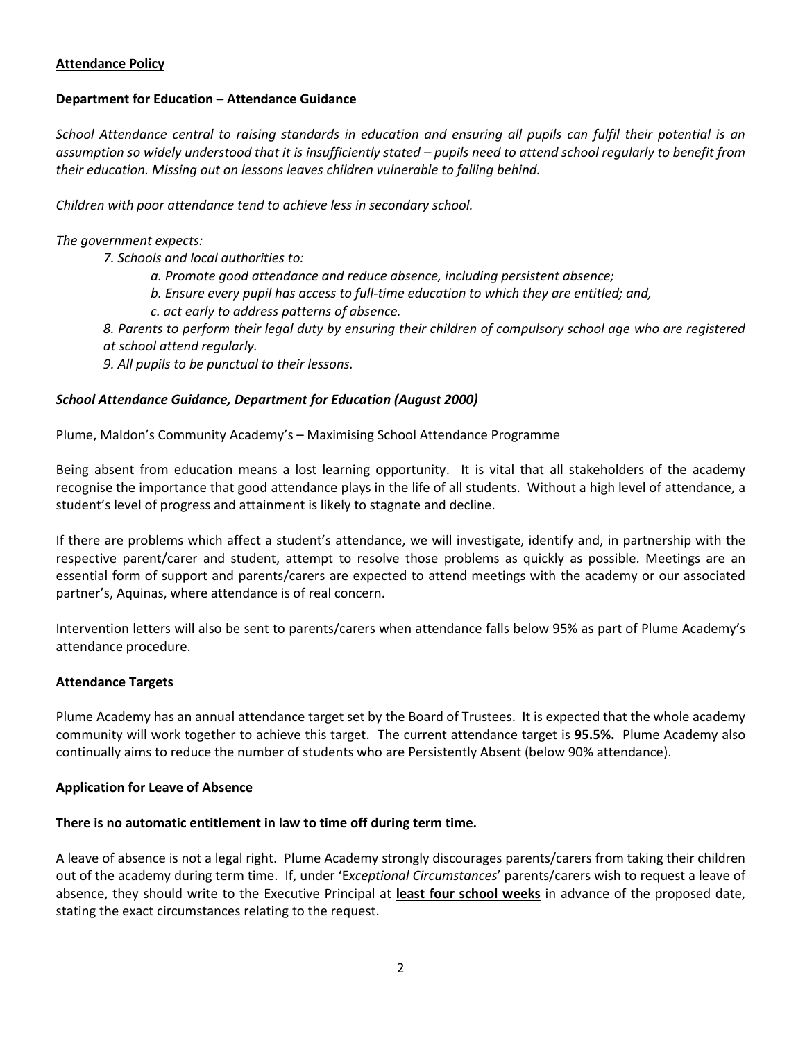**Attendance Policy**

**Department for Education – Attendance Guidance**

*School Attendance central to raising standards in education and ensuring all pupils can fulfil their potential is an assumption so widely understood that it is insufficiently stated – pupils need to attend school regularly to benefit from their education. Missing out on lessons leaves children vulnerable to falling behind.*

*Children with poor attendance tend to achieve less in secondary school.*

*The government expects:*

*7. Schools and local authorities to:*

*a. Promote good attendance and reduce absence, including persistent absence;*

*b. Ensure every pupil has access to full-time education to which they are entitled; and,*

*c. act early to address patterns of absence.*

*8. Parents to perform their legal duty by ensuring their children of compulsory school age who are registered at school attend regularly.*

*9. All pupils to be punctual to their lessons.*

***School Attendance Guidance, Department for Education (August 2000)***

Plume, Maldon's Community Academy's – Maximising School Attendance Programme

Being absent from education means a lost learning opportunity. It is vital that all stakeholders of the academy recognise the importance that good attendance plays in the life of all students. Without a high level of attendance, a student's level of progress and attainment is likely to stagnate and decline.

If there are problems which affect a student's attendance, we will investigate, identify and, in partnership with the respective parent/carer and student, attempt to resolve those problems as quickly as possible. Meetings are an essential form of support and parents/carers are expected to attend meetings with the academy or our associated partner's, Aquinas, where attendance is of real concern.

Intervention letters will also be sent to parents/carers when attendance falls below 95% as part of Plume Academy's attendance procedure.

**Attendance Targets**

Plume Academy has an annual attendance target set by the Board of Trustees. It is expected that the whole academy community will work together to achieve this target. The current attendance target is **95.5%.** Plume Academy also continually aims to reduce the number of students who are Persistently Absent (below 90% attendance).

**Application for Leave of Absence**

**There is no automatic entitlement in law to time off during term time.**

A leave of absence is not a legal right. Plume Academy strongly discourages parents/carers from taking their children out of the academy during term time. If, under '*Exceptional Circumstances*' parents/carers wish to request a leave of absence, they should write to the Executive Principal at **least four school weeks** in advance of the proposed date, stating the exact circumstances relating to the request.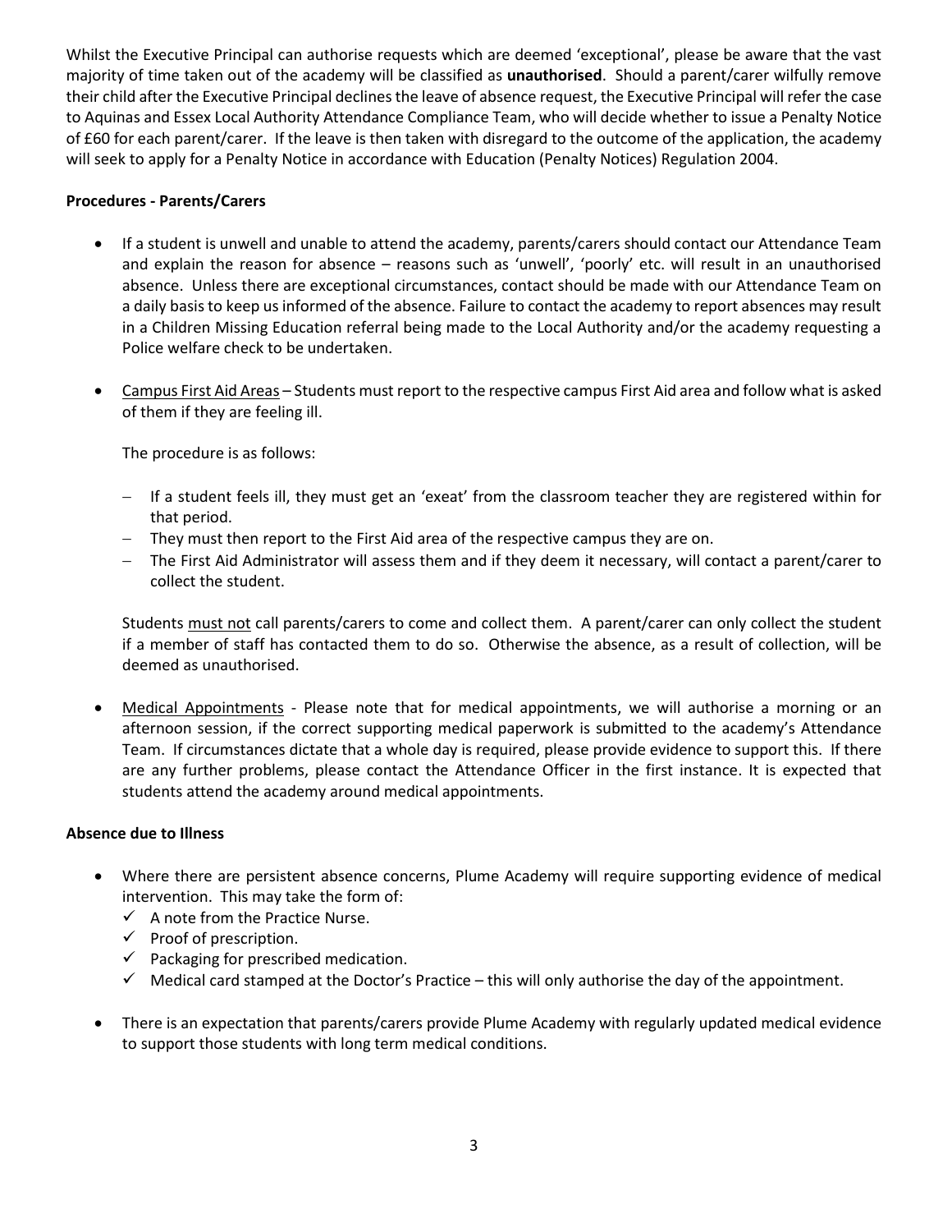Whilst the Executive Principal can authorise requests which are deemed 'exceptional', please be aware that the vast majority of time taken out of the academy will be classified as **unauthorised**. Should a parent/carer wilfully remove their child after the Executive Principal declines the leave of absence request, the Executive Principal will refer the case to Aquinas and Essex Local Authority Attendance Compliance Team, who will decide whether to issue a Penalty Notice of £60 for each parent/carer. If the leave is then taken with disregard to the outcome of the application, the academy will seek to apply for a Penalty Notice in accordance with Education (Penalty Notices) Regulation 2004.

**Procedures - Parents/Carers**

- If a student is unwell and unable to attend the academy, parents/carers should contact our Attendance Team and explain the reason for absence – reasons such as 'unwell', 'poorly' etc. will result in an unauthorised absence. Unless there are exceptional circumstances, contact should be made with our Attendance Team on a daily basis to keep us informed of the absence. Failure to contact the academy to report absences may result in a Children Missing Education referral being made to the Local Authority and/or the academy requesting a Police welfare check to be undertaken.

- <u>Campus First Aid Areas</u> – Students must report to the respective campus First Aid area and follow what is asked of them if they are feeling ill.

  The procedure is as follows:

  - If a student feels ill, they must get an 'exeat' from the classroom teacher they are registered within for that period.
  - They must then report to the First Aid area of the respective campus they are on.
  - The First Aid Administrator will assess them and if they deem it necessary, will contact a parent/carer to collect the student.

  Students <u>must not</u> call parents/carers to come and collect them. A parent/carer can only collect the student if a member of staff has contacted them to do so. Otherwise the absence, as a result of collection, will be deemed as unauthorised.

- <u>Medical Appointments</u> - Please note that for medical appointments, we will authorise a morning or an afternoon session, if the correct supporting medical paperwork is submitted to the academy's Attendance Team. If circumstances dictate that a whole day is required, please provide evidence to support this. If there are any further problems, please contact the Attendance Officer in the first instance. It is expected that students attend the academy around medical appointments.

**Absence due to Illness**

- Where there are persistent absence concerns, Plume Academy will require supporting evidence of medical intervention. This may take the form of:
  - ✓ A note from the Practice Nurse.
  - ✓ Proof of prescription.
  - ✓ Packaging for prescribed medication.
  - ✓ Medical card stamped at the Doctor's Practice – this will only authorise the day of the appointment.

- There is an expectation that parents/carers provide Plume Academy with regularly updated medical evidence to support those students with long term medical conditions.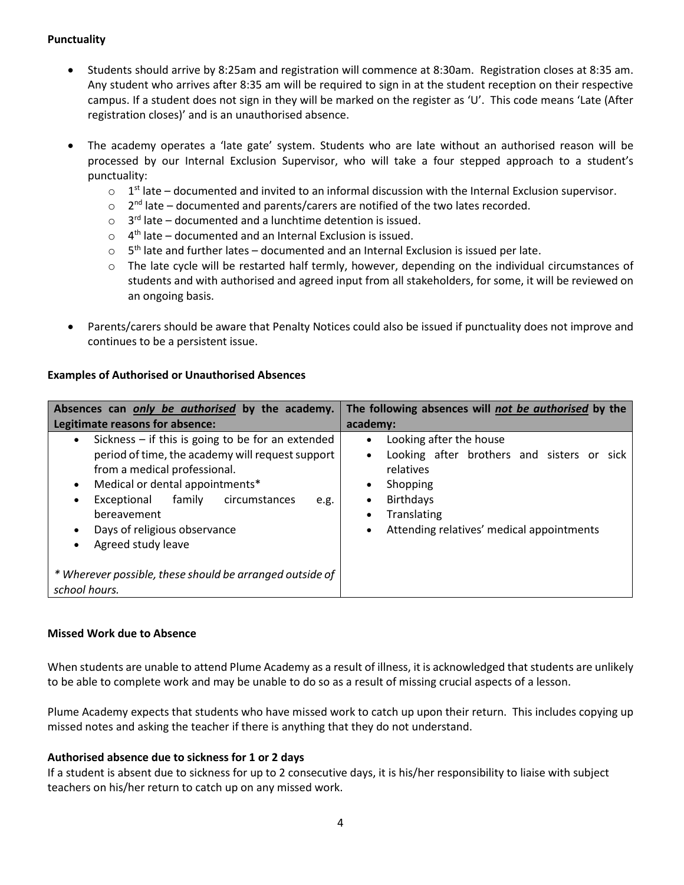**Punctuality**

- Students should arrive by 8:25am and registration will commence at 8:30am. Registration closes at 8:35 am. Any student who arrives after 8:35 am will be required to sign in at the student reception on their respective campus. If a student does not sign in they will be marked on the register as 'U'. This code means 'Late (After registration closes)' and is an unauthorised absence.
- The academy operates a 'late gate' system. Students who are late without an authorised reason will be processed by our Internal Exclusion Supervisor, who will take a four stepped approach to a student's punctuality:
  - 1st late – documented and invited to an informal discussion with the Internal Exclusion supervisor.
  - 2nd late – documented and parents/carers are notified of the two lates recorded.
  - 3rd late – documented and a lunchtime detention is issued.
  - 4th late – documented and an Internal Exclusion is issued.
  - 5th late and further lates – documented and an Internal Exclusion is issued per late.
  - The late cycle will be restarted half termly, however, depending on the individual circumstances of students and with authorised and agreed input from all stakeholders, for some, it will be reviewed on an ongoing basis.
- Parents/carers should be aware that Penalty Notices could also be issued if punctuality does not improve and continues to be a persistent issue.

**Examples of Authorised or Unauthorised Absences**

| Absences can ***only be authorised*** by the academy. Legitimate reasons for absence: | The following absences will ***not be authorised*** by the academy: |
|---|---|
| • Sickness – if this is going to be for an extended period of time, the academy will request support from a medical professional.<br>• Medical or dental appointments*<br>• Exceptional family circumstances e.g. bereavement<br>• Days of religious observance<br>• Agreed study leave<br><br>*\* Wherever possible, these should be arranged outside of school hours.* | • Looking after the house<br>• Looking after brothers and sisters or sick relatives<br>• Shopping<br>• Birthdays<br>• Translating<br>• Attending relatives' medical appointments |

**Missed Work due to Absence**

When students are unable to attend Plume Academy as a result of illness, it is acknowledged that students are unlikely to be able to complete work and may be unable to do so as a result of missing crucial aspects of a lesson.

Plume Academy expects that students who have missed work to catch up upon their return. This includes copying up missed notes and asking the teacher if there is anything that they do not understand.

**Authorised absence due to sickness for 1 or 2 days**

If a student is absent due to sickness for up to 2 consecutive days, it is his/her responsibility to liaise with subject teachers on his/her return to catch up on any missed work.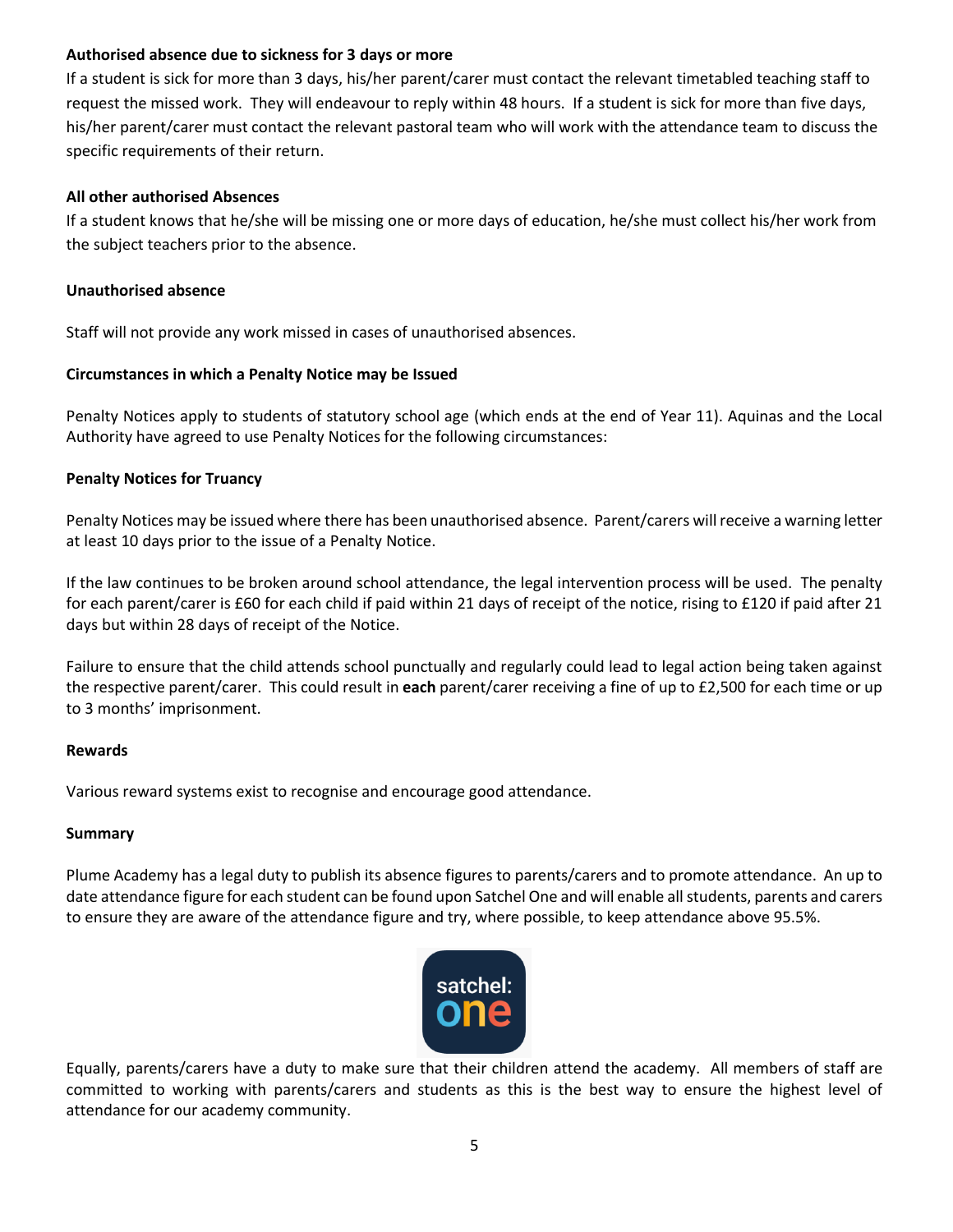**Authorised absence due to sickness for 3 days or more**

If a student is sick for more than 3 days, his/her parent/carer must contact the relevant timetabled teaching staff to request the missed work. They will endeavour to reply within 48 hours. If a student is sick for more than five days, his/her parent/carer must contact the relevant pastoral team who will work with the attendance team to discuss the specific requirements of their return.

**All other authorised Absences**

If a student knows that he/she will be missing one or more days of education, he/she must collect his/her work from the subject teachers prior to the absence.

**Unauthorised absence**

Staff will not provide any work missed in cases of unauthorised absences.

**Circumstances in which a Penalty Notice may be Issued**

Penalty Notices apply to students of statutory school age (which ends at the end of Year 11). Aquinas and the Local Authority have agreed to use Penalty Notices for the following circumstances:

**Penalty Notices for Truancy**

Penalty Notices may be issued where there has been unauthorised absence. Parent/carers will receive a warning letter at least 10 days prior to the issue of a Penalty Notice.

If the law continues to be broken around school attendance, the legal intervention process will be used. The penalty for each parent/carer is £60 for each child if paid within 21 days of receipt of the notice, rising to £120 if paid after 21 days but within 28 days of receipt of the Notice.

Failure to ensure that the child attends school punctually and regularly could lead to legal action being taken against the respective parent/carer. This could result in **each** parent/carer receiving a fine of up to £2,500 for each time or up to 3 months' imprisonment.

**Rewards**

Various reward systems exist to recognise and encourage good attendance.

**Summary**

Plume Academy has a legal duty to publish its absence figures to parents/carers and to promote attendance. An up to date attendance figure for each student can be found upon Satchel One and will enable all students, parents and carers to ensure they are aware of the attendance figure and try, where possible, to keep attendance above 95.5%.

Equally, parents/carers have a duty to make sure that their children attend the academy. All members of staff are committed to working with parents/carers and students as this is the best way to ensure the highest level of attendance for our academy community.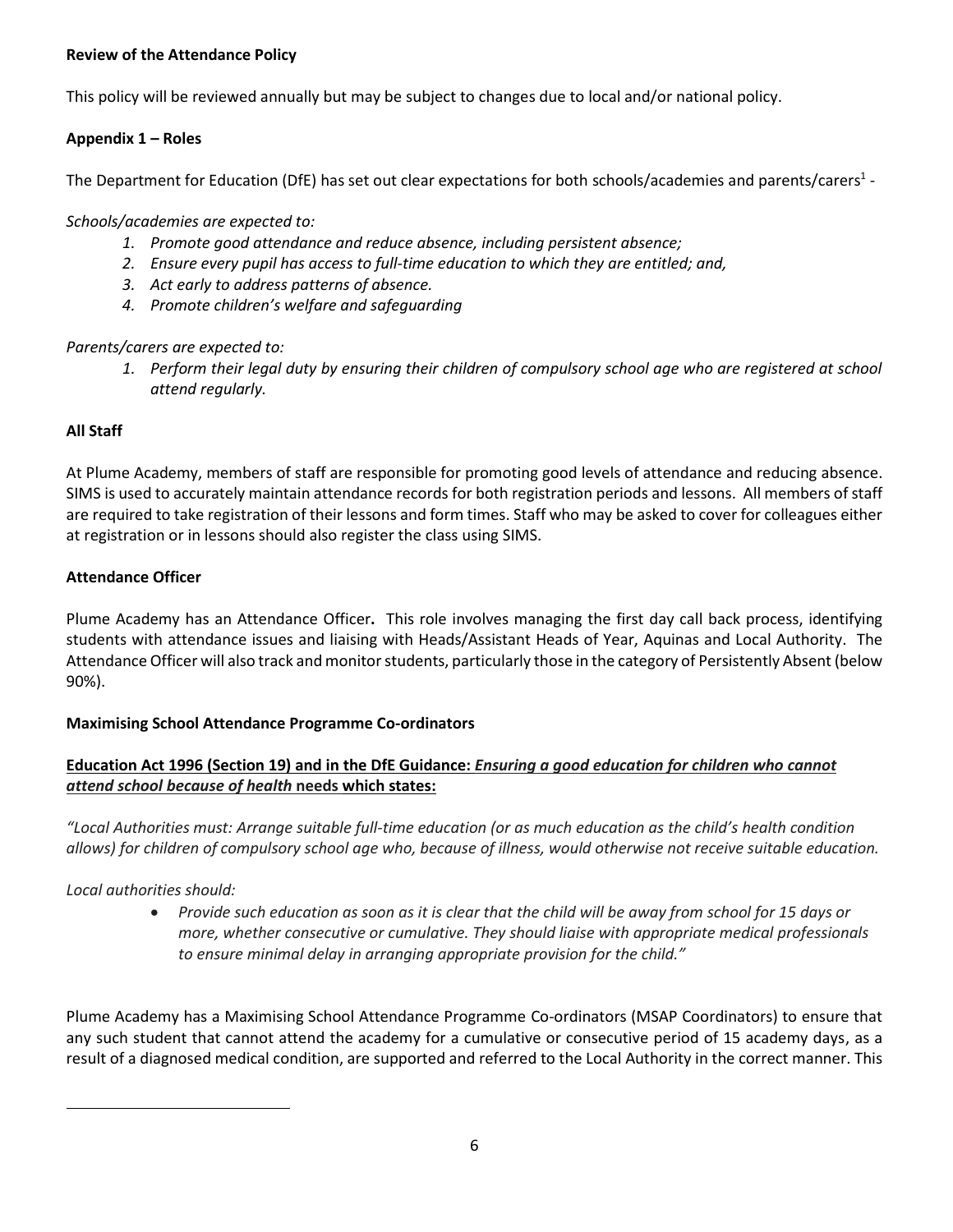**Review of the Attendance Policy**

This policy will be reviewed annually but may be subject to changes due to local and/or national policy.

**Appendix 1 – Roles**

The Department for Education (DfE) has set out clear expectations for both schools/academies and parents/carers[1] -

*Schools/academies are expected to:*

1. *Promote good attendance and reduce absence, including persistent absence;*
2. *Ensure every pupil has access to full-time education to which they are entitled; and,*
3. *Act early to address patterns of absence.*
4. *Promote children's welfare and safeguarding*

*Parents/carers are expected to:*

1. *Perform their legal duty by ensuring their children of compulsory school age who are registered at school attend regularly.*

**All Staff**

At Plume Academy, members of staff are responsible for promoting good levels of attendance and reducing absence. SIMS is used to accurately maintain attendance records for both registration periods and lessons. All members of staff are required to take registration of their lessons and form times. Staff who may be asked to cover for colleagues either at registration or in lessons should also register the class using SIMS.

**Attendance Officer**

Plume Academy has an Attendance Officer**.** This role involves managing the first day call back process, identifying students with attendance issues and liaising with Heads/Assistant Heads of Year, Aquinas and Local Authority. The Attendance Officer will also track and monitor students, particularly those in the category of Persistently Absent (below 90%).

**Maximising School Attendance Programme Co-ordinators**

**Education Act 1996 (Section 19) and in the DfE Guidance: *Ensuring a good education for children who cannot attend school because of health* needs which states:**

*"Local Authorities must: Arrange suitable full-time education (or as much education as the child's health condition allows) for children of compulsory school age who, because of illness, would otherwise not receive suitable education.*

*Local authorities should:*

- *Provide such education as soon as it is clear that the child will be away from school for 15 days or more, whether consecutive or cumulative. They should liaise with appropriate medical professionals to ensure minimal delay in arranging appropriate provision for the child."*

Plume Academy has a Maximising School Attendance Programme Co-ordinators (MSAP Coordinators) to ensure that any such student that cannot attend the academy for a cumulative or consecutive period of 15 academy days, as a result of a diagnosed medical condition, are supported and referred to the Local Authority in the correct manner. This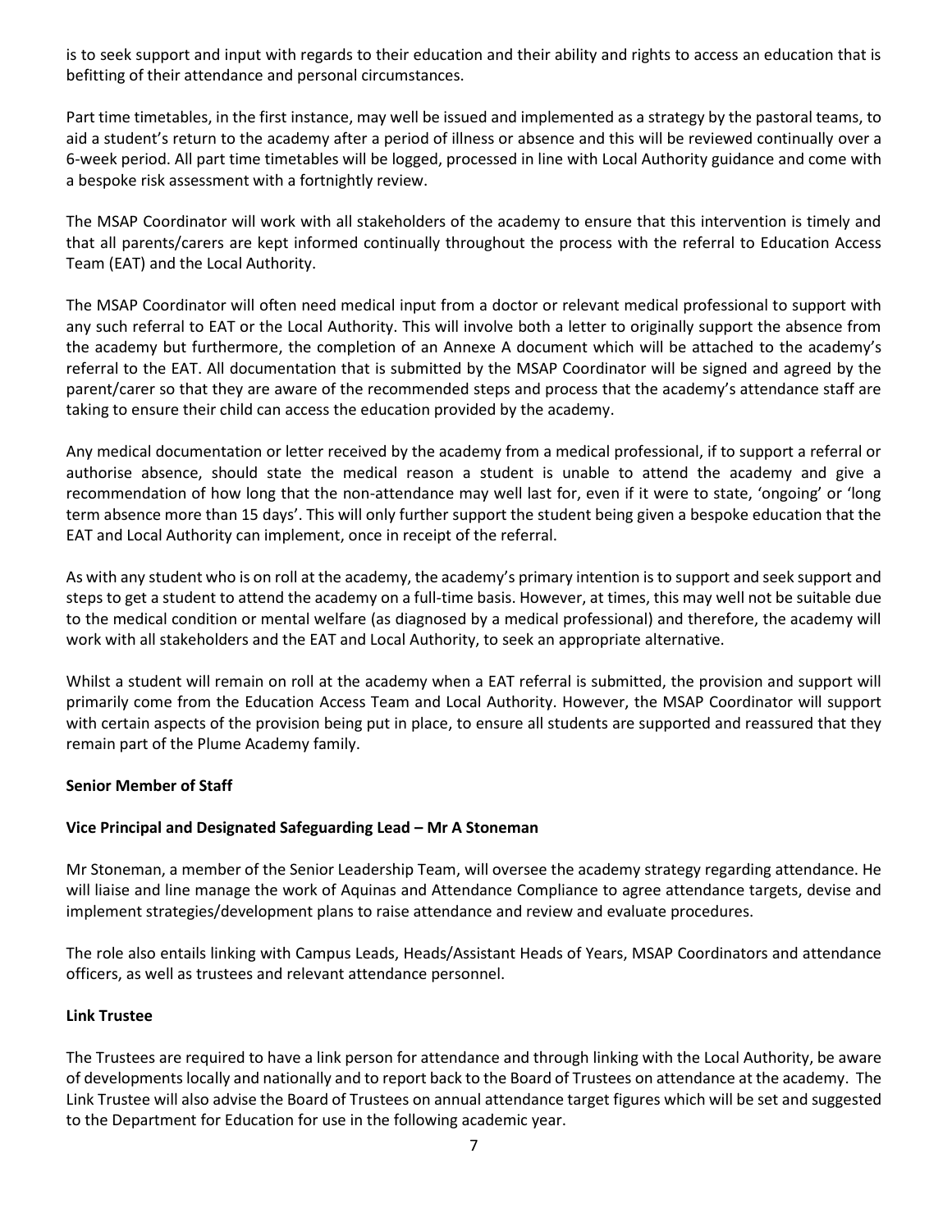is to seek support and input with regards to their education and their ability and rights to access an education that is befitting of their attendance and personal circumstances.

Part time timetables, in the first instance, may well be issued and implemented as a strategy by the pastoral teams, to aid a student's return to the academy after a period of illness or absence and this will be reviewed continually over a 6-week period. All part time timetables will be logged, processed in line with Local Authority guidance and come with a bespoke risk assessment with a fortnightly review.

The MSAP Coordinator will work with all stakeholders of the academy to ensure that this intervention is timely and that all parents/carers are kept informed continually throughout the process with the referral to Education Access Team (EAT) and the Local Authority.

The MSAP Coordinator will often need medical input from a doctor or relevant medical professional to support with any such referral to EAT or the Local Authority. This will involve both a letter to originally support the absence from the academy but furthermore, the completion of an Annexe A document which will be attached to the academy's referral to the EAT. All documentation that is submitted by the MSAP Coordinator will be signed and agreed by the parent/carer so that they are aware of the recommended steps and process that the academy's attendance staff are taking to ensure their child can access the education provided by the academy.

Any medical documentation or letter received by the academy from a medical professional, if to support a referral or authorise absence, should state the medical reason a student is unable to attend the academy and give a recommendation of how long that the non-attendance may well last for, even if it were to state, 'ongoing' or 'long term absence more than 15 days'. This will only further support the student being given a bespoke education that the EAT and Local Authority can implement, once in receipt of the referral.

As with any student who is on roll at the academy, the academy's primary intention is to support and seek support and steps to get a student to attend the academy on a full-time basis. However, at times, this may well not be suitable due to the medical condition or mental welfare (as diagnosed by a medical professional) and therefore, the academy will work with all stakeholders and the EAT and Local Authority, to seek an appropriate alternative.

Whilst a student will remain on roll at the academy when a EAT referral is submitted, the provision and support will primarily come from the Education Access Team and Local Authority. However, the MSAP Coordinator will support with certain aspects of the provision being put in place, to ensure all students are supported and reassured that they remain part of the Plume Academy family.

**Senior Member of Staff**

**Vice Principal and Designated Safeguarding Lead – Mr A Stoneman**

Mr Stoneman, a member of the Senior Leadership Team, will oversee the academy strategy regarding attendance. He will liaise and line manage the work of Aquinas and Attendance Compliance to agree attendance targets, devise and implement strategies/development plans to raise attendance and review and evaluate procedures.

The role also entails linking with Campus Leads, Heads/Assistant Heads of Years, MSAP Coordinators and attendance officers, as well as trustees and relevant attendance personnel.

**Link Trustee**

The Trustees are required to have a link person for attendance and through linking with the Local Authority, be aware of developments locally and nationally and to report back to the Board of Trustees on attendance at the academy. The Link Trustee will also advise the Board of Trustees on annual attendance target figures which will be set and suggested to the Department for Education for use in the following academic year.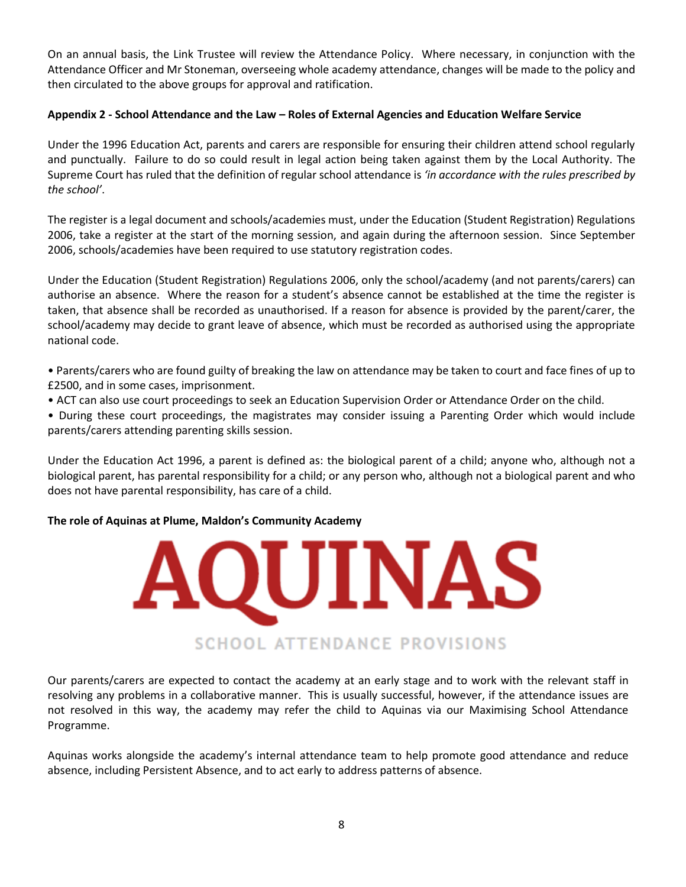On an annual basis, the Link Trustee will review the Attendance Policy. Where necessary, in conjunction with the Attendance Officer and Mr Stoneman, overseeing whole academy attendance, changes will be made to the policy and then circulated to the above groups for approval and ratification.

**Appendix 2 - School Attendance and the Law – Roles of External Agencies and Education Welfare Service**

Under the 1996 Education Act, parents and carers are responsible for ensuring their children attend school regularly and punctually. Failure to do so could result in legal action being taken against them by the Local Authority. The Supreme Court has ruled that the definition of regular school attendance is *'in accordance with the rules prescribed by the school'*.

The register is a legal document and schools/academies must, under the Education (Student Registration) Regulations 2006, take a register at the start of the morning session, and again during the afternoon session. Since September 2006, schools/academies have been required to use statutory registration codes.

Under the Education (Student Registration) Regulations 2006, only the school/academy (and not parents/carers) can authorise an absence. Where the reason for a student's absence cannot be established at the time the register is taken, that absence shall be recorded as unauthorised. If a reason for absence is provided by the parent/carer, the school/academy may decide to grant leave of absence, which must be recorded as authorised using the appropriate national code.

- Parents/carers who are found guilty of breaking the law on attendance may be taken to court and face fines of up to £2500, and in some cases, imprisonment.
- ACT can also use court proceedings to seek an Education Supervision Order or Attendance Order on the child.
- During these court proceedings, the magistrates may consider issuing a Parenting Order which would include parents/carers attending parenting skills session.

Under the Education Act 1996, a parent is defined as: the biological parent of a child; anyone who, although not a biological parent, has parental responsibility for a child; or any person who, although not a biological parent and who does not have parental responsibility, has care of a child.

**The role of Aquinas at Plume, Maldon's Community Academy**

AQUINAS

SCHOOL ATTENDANCE PROVISIONS

Our parents/carers are expected to contact the academy at an early stage and to work with the relevant staff in resolving any problems in a collaborative manner. This is usually successful, however, if the attendance issues are not resolved in this way, the academy may refer the child to Aquinas via our Maximising School Attendance Programme.

Aquinas works alongside the academy's internal attendance team to help promote good attendance and reduce absence, including Persistent Absence, and to act early to address patterns of absence.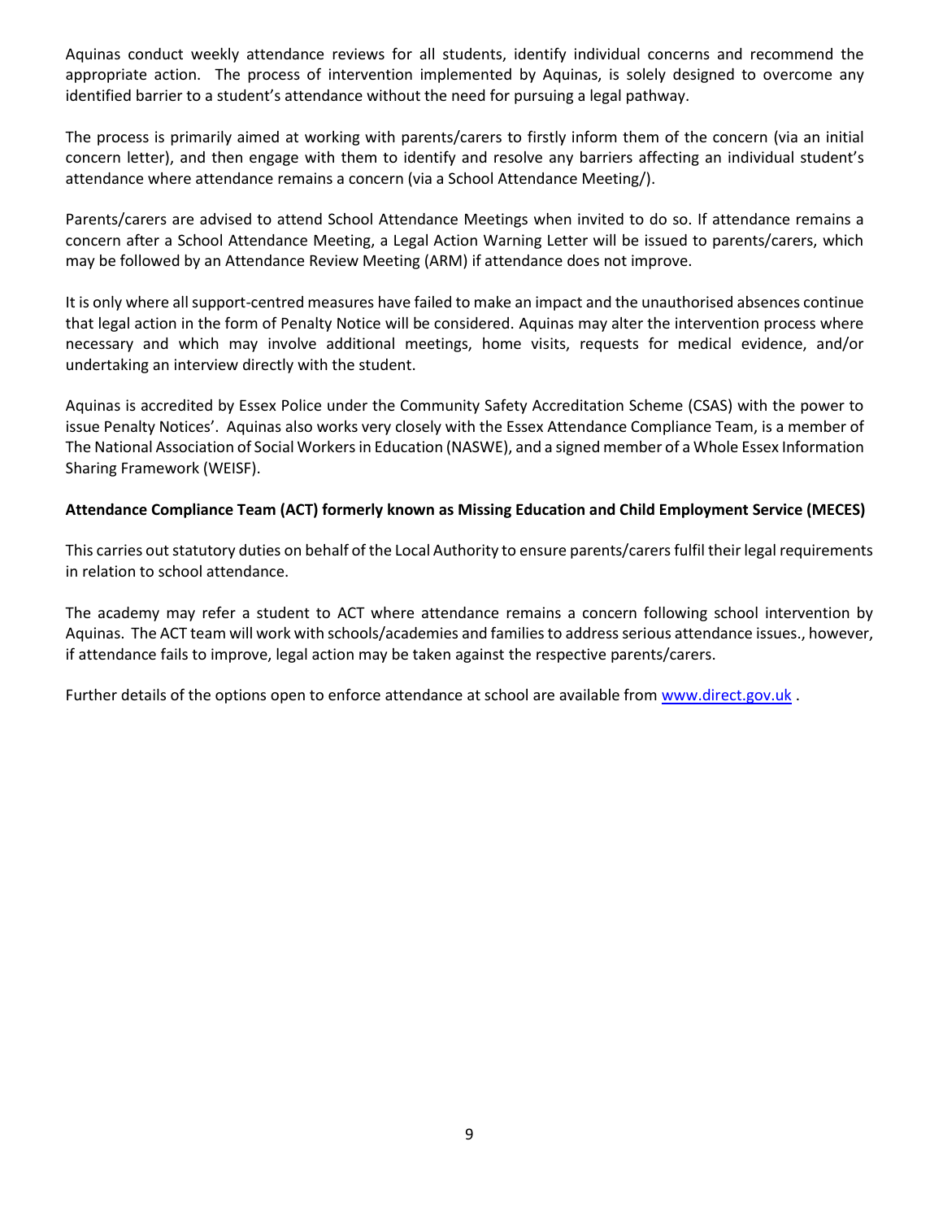Aquinas conduct weekly attendance reviews for all students, identify individual concerns and recommend the appropriate action. The process of intervention implemented by Aquinas, is solely designed to overcome any identified barrier to a student's attendance without the need for pursuing a legal pathway.

The process is primarily aimed at working with parents/carers to firstly inform them of the concern (via an initial concern letter), and then engage with them to identify and resolve any barriers affecting an individual student's attendance where attendance remains a concern (via a School Attendance Meeting/).

Parents/carers are advised to attend School Attendance Meetings when invited to do so. If attendance remains a concern after a School Attendance Meeting, a Legal Action Warning Letter will be issued to parents/carers, which may be followed by an Attendance Review Meeting (ARM) if attendance does not improve.

It is only where all support-centred measures have failed to make an impact and the unauthorised absences continue that legal action in the form of Penalty Notice will be considered. Aquinas may alter the intervention process where necessary and which may involve additional meetings, home visits, requests for medical evidence, and/or undertaking an interview directly with the student.

Aquinas is accredited by Essex Police under the Community Safety Accreditation Scheme (CSAS) with the power to issue Penalty Notices'. Aquinas also works very closely with the Essex Attendance Compliance Team, is a member of The National Association of Social Workers in Education (NASWE), and a signed member of a Whole Essex Information Sharing Framework (WEISF).

**Attendance Compliance Team (ACT) formerly known as Missing Education and Child Employment Service (MECES)**

This carries out statutory duties on behalf of the Local Authority to ensure parents/carers fulfil their legal requirements in relation to school attendance.

The academy may refer a student to ACT where attendance remains a concern following school intervention by Aquinas. The ACT team will work with schools/academies and families to address serious attendance issues., however, if attendance fails to improve, legal action may be taken against the respective parents/carers.

Further details of the options open to enforce attendance at school are available from [www.direct.gov.uk](http://www.direct.gov.uk) .